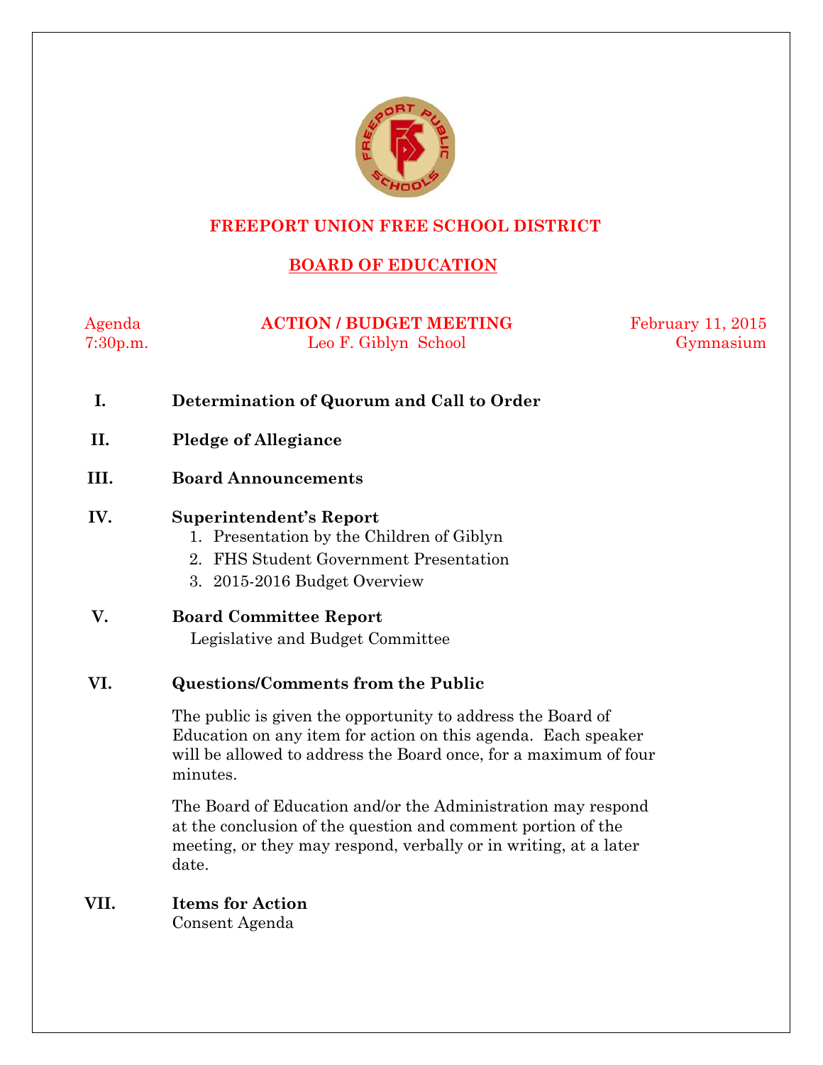# FREEPORT UNION FREE SCHOOL DISTRICT

## BOARD OF EDUCATION

| Agenda | ACTION / BUDGET MEETING | February 11, 2015 |
|---|---|---|
| 7:30p.m. | Leo F. Giblyn School | Gymnasium |

**I. Determination of Quorum and Call to Order**

**II. Pledge of Allegiance**

**III. Board Announcements**

**IV. Superintendent's Report**

1. Presentation by the Children of Giblyn
2. FHS Student Government Presentation
3. 2015-2016 Budget Overview

**V. Board Committee Report**

Legislative and Budget Committee

**VI. Questions/Comments from the Public**

The public is given the opportunity to address the Board of Education on any item for action on this agenda. Each speaker will be allowed to address the Board once, for a maximum of four minutes.

The Board of Education and/or the Administration may respond at the conclusion of the question and comment portion of the meeting, or they may respond, verbally or in writing, at a later date.

**VII. Items for Action**

Consent Agenda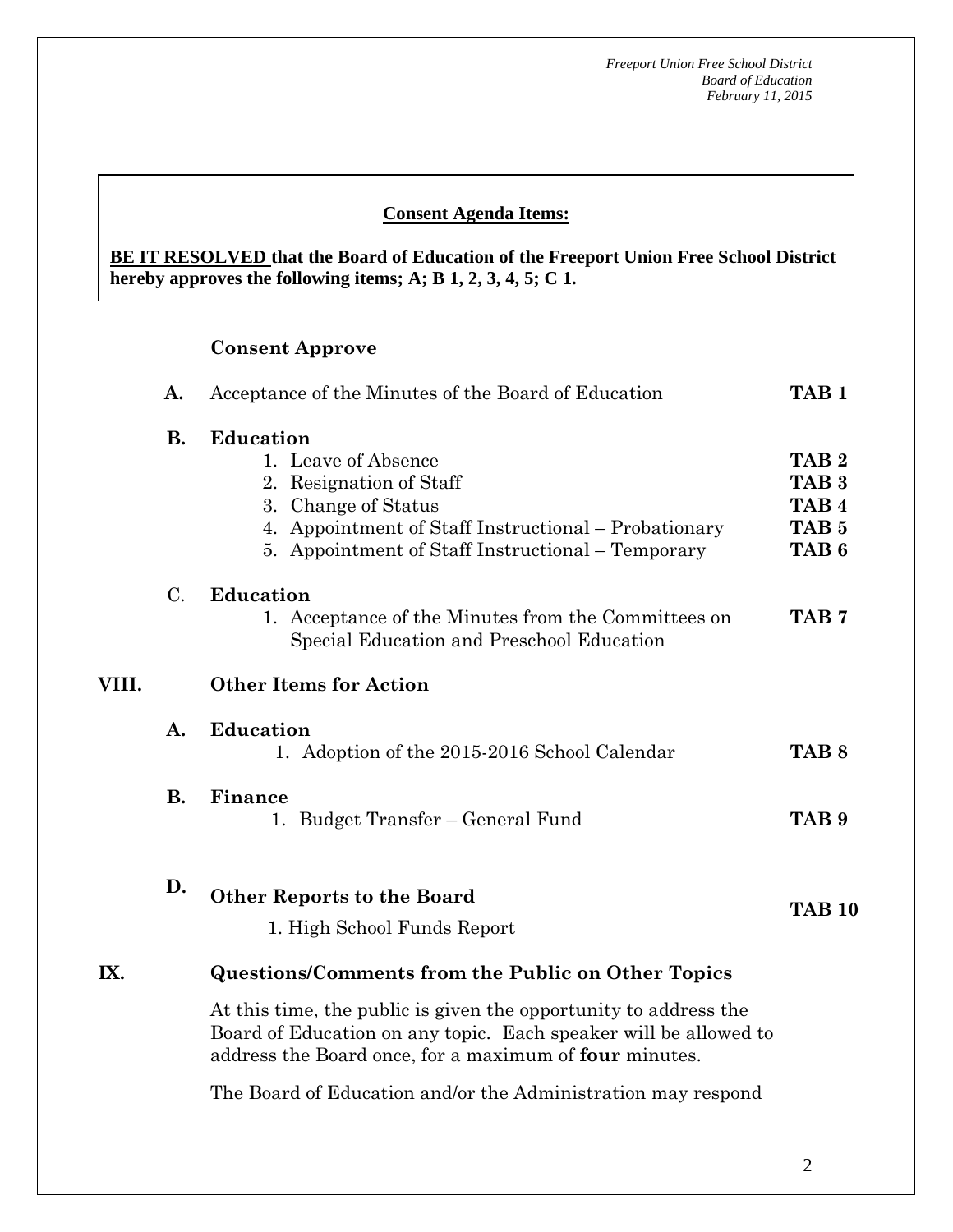**Consent Agenda Items:**

**BE IT RESOLVED that the Board of Education of the Freeport Union Free School District hereby approves the following items; A; B 1, 2, 3, 4, 5; C 1.**

**Consent Approve**

**A.** Acceptance of the Minutes of the Board of Education **TAB 1**

**B. Education**

1. Leave of Absence **TAB 2**
2. Resignation of Staff **TAB 3**
3. Change of Status **TAB 4**
4. Appointment of Staff Instructional – Probationary **TAB 5**
5. Appointment of Staff Instructional – Temporary **TAB 6**

C. **Education**

1. Acceptance of the Minutes from the Committees on Special Education and Preschool Education **TAB 7**

## VIII. Other Items for Action

**A. Education**

1. Adoption of the 2015-2016 School Calendar **TAB 8**

**B. Finance**

1. Budget Transfer – General Fund **TAB 9**

**D. Other Reports to the Board** **TAB 10**

1. High School Funds Report

## IX. Questions/Comments from the Public on Other Topics

At this time, the public is given the opportunity to address the Board of Education on any topic. Each speaker will be allowed to address the Board once, for a maximum of **four** minutes.

The Board of Education and/or the Administration may respond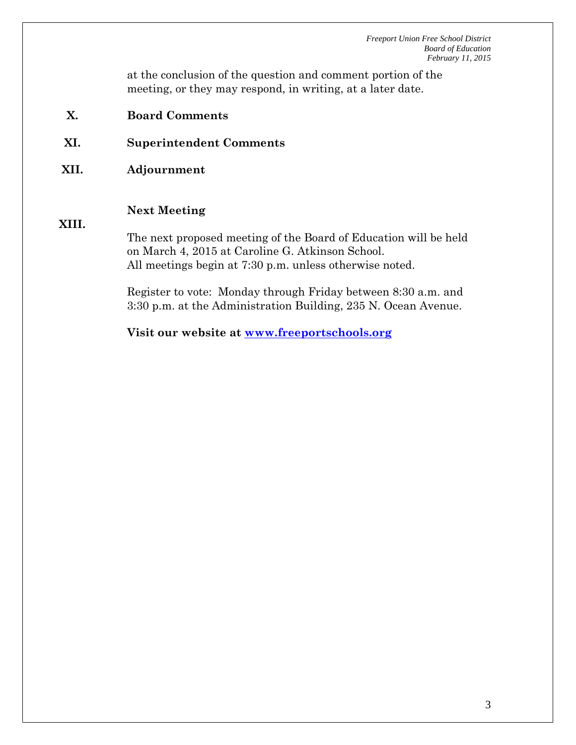at the conclusion of the question and comment portion of the meeting, or they may respond, in writing, at a later date.

**X. Board Comments**

**XI. Superintendent Comments**

**XII. Adjournment**

**XIII. Next Meeting**

The next proposed meeting of the Board of Education will be held on March 4, 2015 at Caroline G. Atkinson School.
All meetings begin at 7:30 p.m. unless otherwise noted.

Register to vote: Monday through Friday between 8:30 a.m. and 3:30 p.m. at the Administration Building, 235 N. Ocean Avenue.

**Visit our website at [www.freeportschools.org](http://www.freeportschools.org)**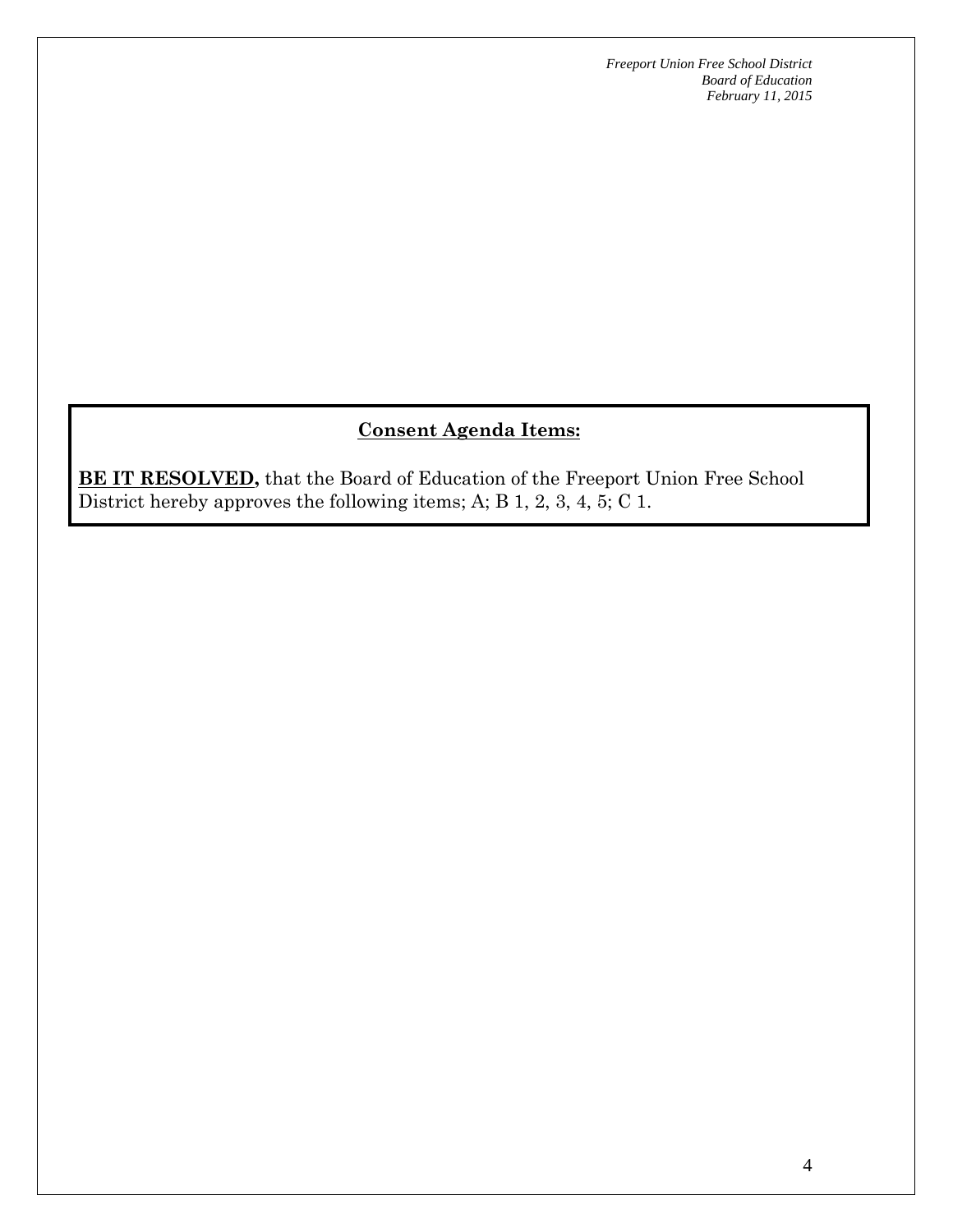**Consent Agenda Items:**

**BE IT RESOLVED,** that the Board of Education of the Freeport Union Free School District hereby approves the following items; A; B 1, 2, 3, 4, 5; C 1.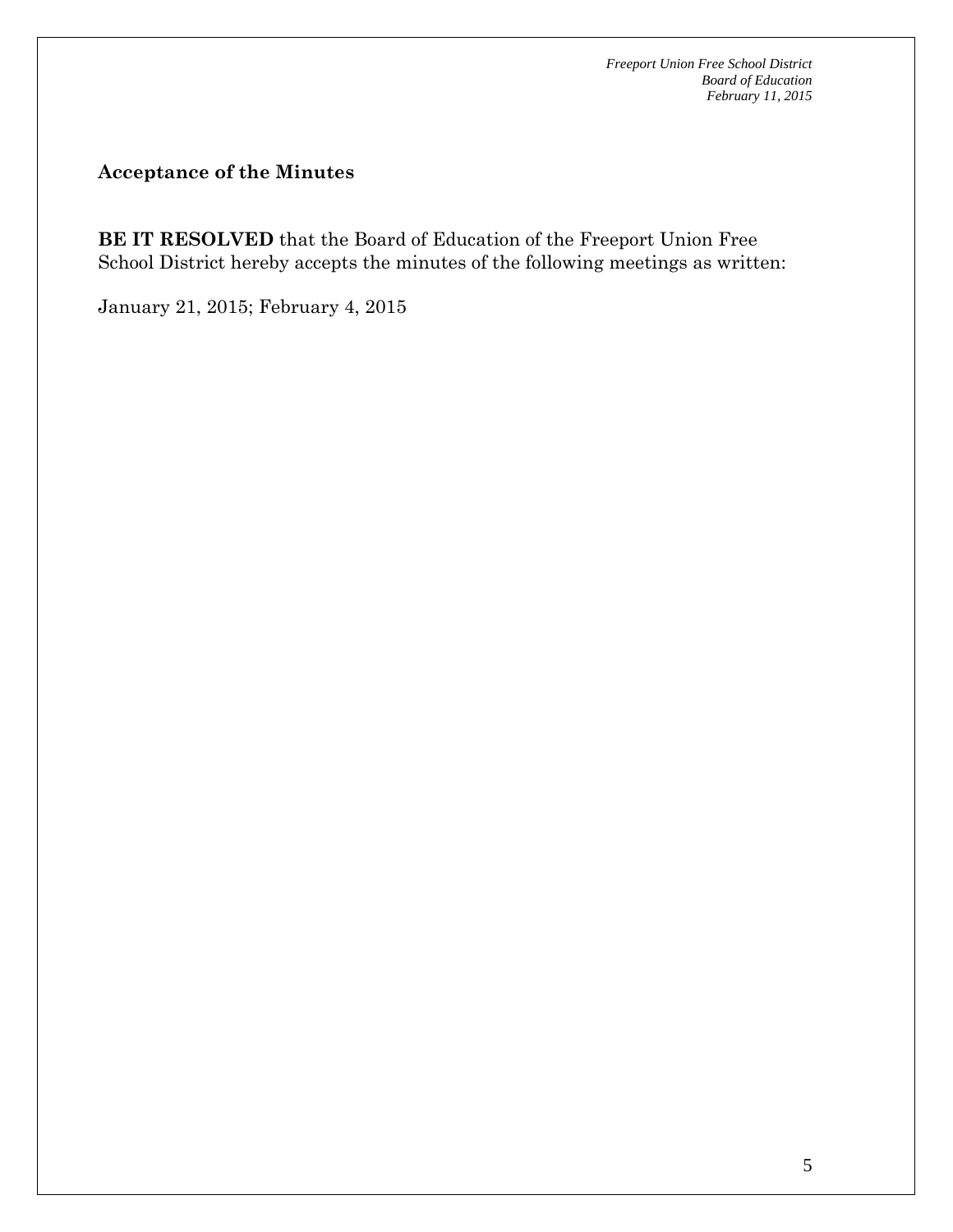## Acceptance of the Minutes

**BE IT RESOLVED** that the Board of Education of the Freeport Union Free School District hereby accepts the minutes of the following meetings as written:

January 21, 2015; February 4, 2015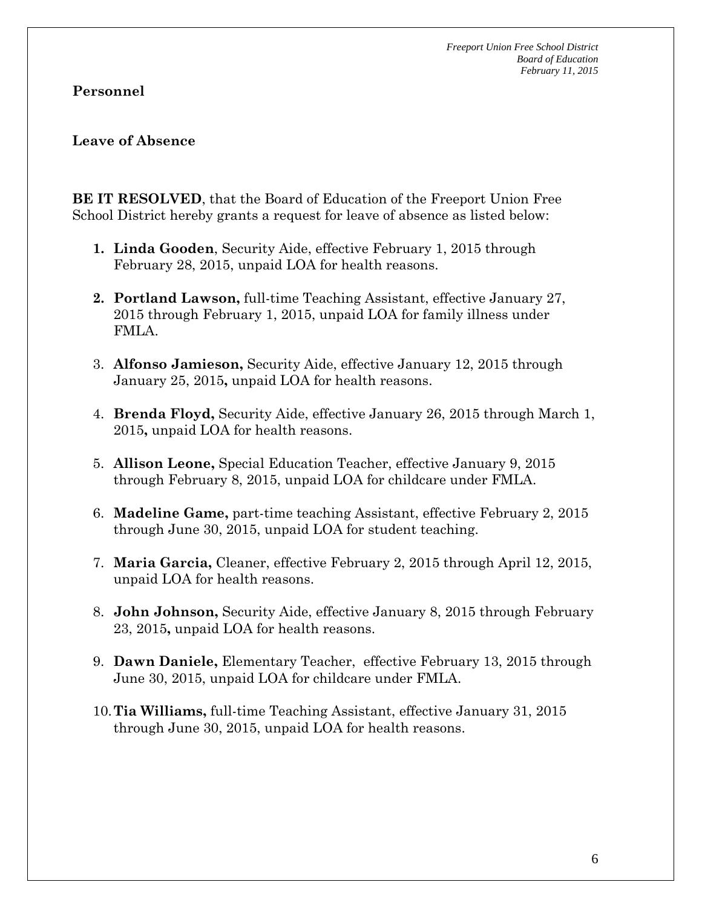**Personnel**

**Leave of Absence**

**BE IT RESOLVED**, that the Board of Education of the Freeport Union Free School District hereby grants a request for leave of absence as listed below:

1. **Linda Gooden**, Security Aide, effective February 1, 2015 through February 28, 2015, unpaid LOA for health reasons.

2. **Portland Lawson,** full-time Teaching Assistant, effective January 27, 2015 through February 1, 2015, unpaid LOA for family illness under FMLA.

3. **Alfonso Jamieson,** Security Aide, effective January 12, 2015 through January 25, 2015**,** unpaid LOA for health reasons.

4. **Brenda Floyd,** Security Aide, effective January 26, 2015 through March 1, 2015**,** unpaid LOA for health reasons.

5. **Allison Leone,** Special Education Teacher, effective January 9, 2015 through February 8, 2015, unpaid LOA for childcare under FMLA.

6. **Madeline Game,** part-time teaching Assistant, effective February 2, 2015 through June 30, 2015, unpaid LOA for student teaching.

7. **Maria Garcia,** Cleaner, effective February 2, 2015 through April 12, 2015, unpaid LOA for health reasons.

8. **John Johnson,** Security Aide, effective January 8, 2015 through February 23, 2015**,** unpaid LOA for health reasons.

9. **Dawn Daniele,** Elementary Teacher, effective February 13, 2015 through June 30, 2015, unpaid LOA for childcare under FMLA.

10. **Tia Williams,** full-time Teaching Assistant, effective January 31, 2015 through June 30, 2015, unpaid LOA for health reasons.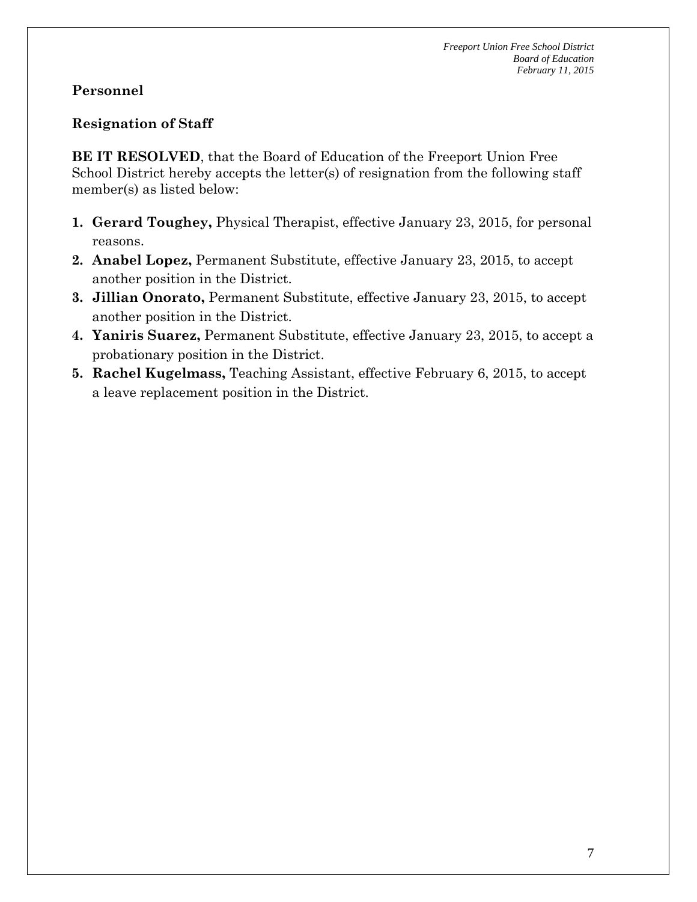## Personnel

### Resignation of Staff

**BE IT RESOLVED**, that the Board of Education of the Freeport Union Free School District hereby accepts the letter(s) of resignation from the following staff member(s) as listed below:

1. **Gerard Toughey,** Physical Therapist, effective January 23, 2015, for personal reasons.
2. **Anabel Lopez,** Permanent Substitute, effective January 23, 2015, to accept another position in the District.
3. **Jillian Onorato,** Permanent Substitute, effective January 23, 2015, to accept another position in the District.
4. **Yaniris Suarez,** Permanent Substitute, effective January 23, 2015, to accept a probationary position in the District.
5. **Rachel Kugelmass,** Teaching Assistant, effective February 6, 2015, to accept a leave replacement position in the District.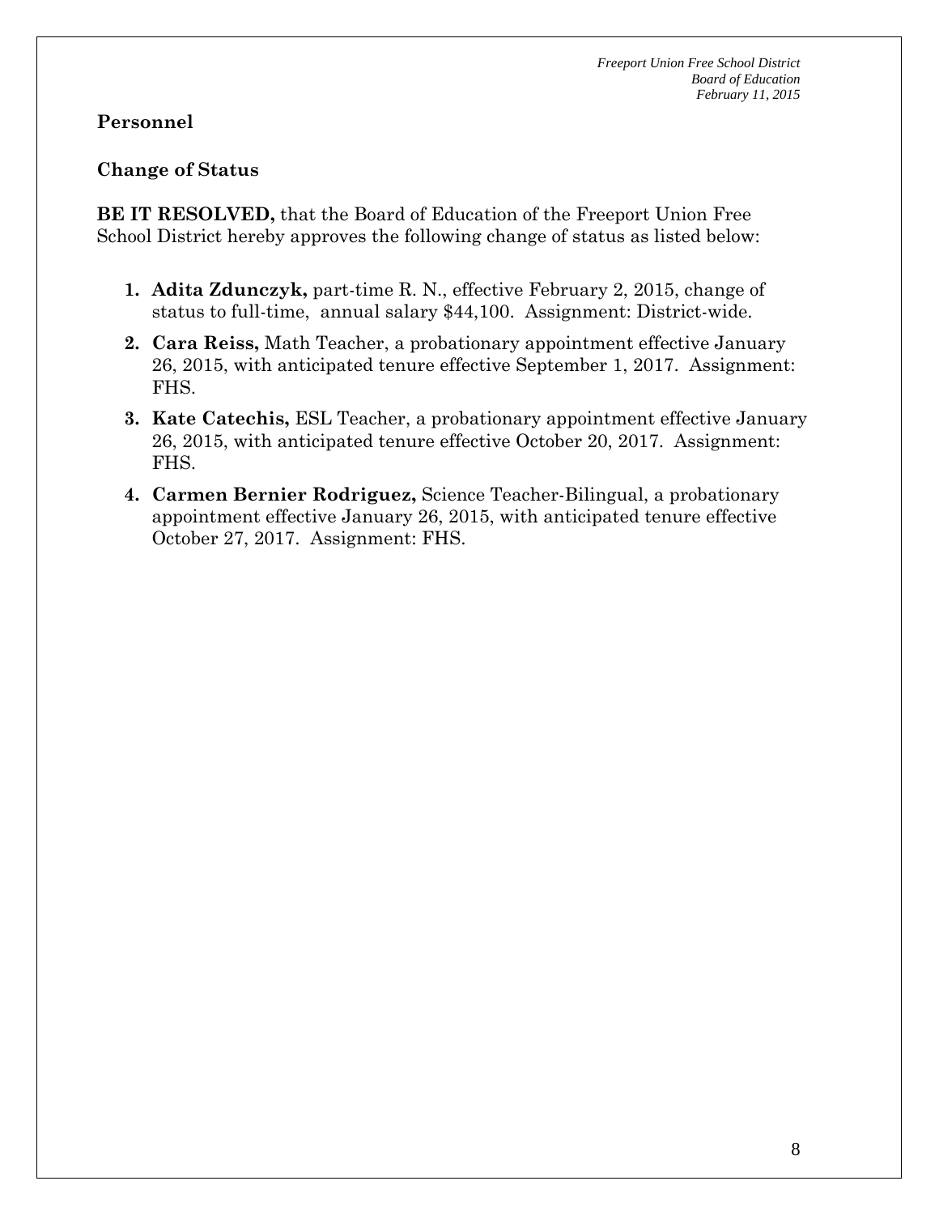**Personnel**

**Change of Status**

**BE IT RESOLVED,** that the Board of Education of the Freeport Union Free School District hereby approves the following change of status as listed below:

1. **Adita Zdunczyk,** part-time R. N., effective February 2, 2015, change of status to full-time, annual salary $44,100. Assignment: District-wide.
2. **Cara Reiss,** Math Teacher, a probationary appointment effective January 26, 2015, with anticipated tenure effective September 1, 2017. Assignment: FHS.
3. **Kate Catechis,** ESL Teacher, a probationary appointment effective January 26, 2015, with anticipated tenure effective October 20, 2017. Assignment: FHS.
4. **Carmen Bernier Rodriguez,** Science Teacher-Bilingual, a probationary appointment effective January 26, 2015, with anticipated tenure effective October 27, 2017. Assignment: FHS.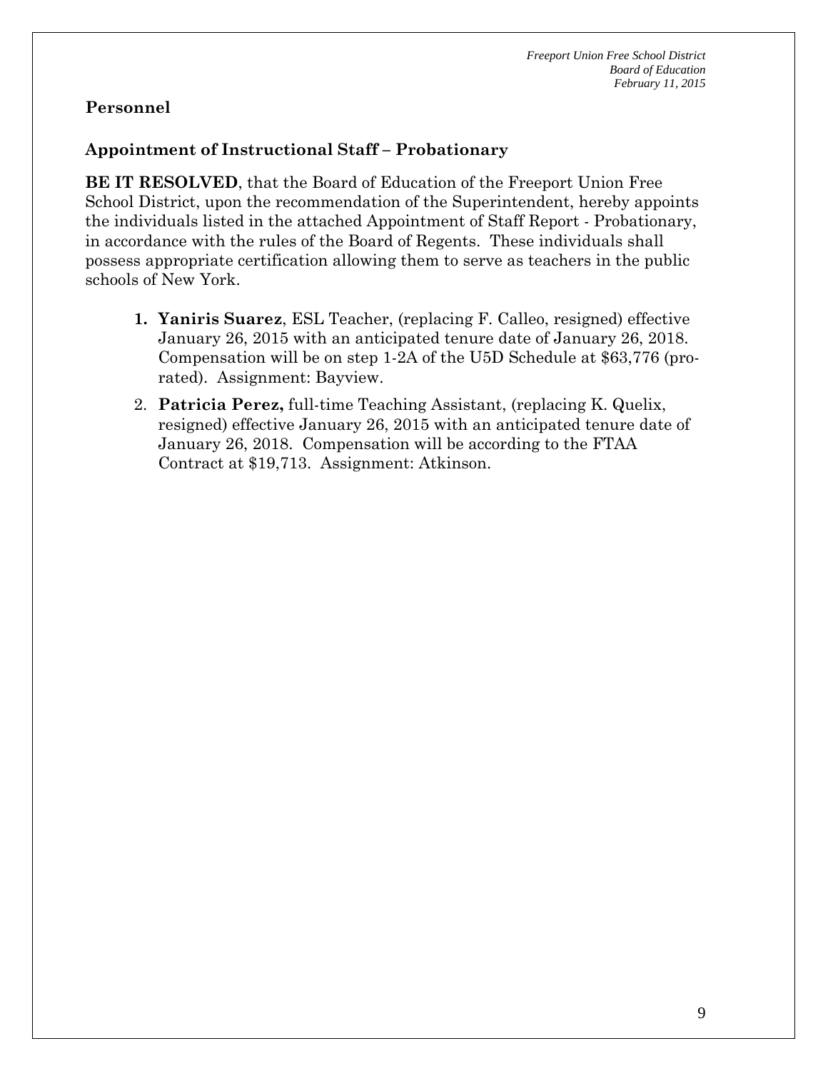## Personnel

### Appointment of Instructional Staff – Probationary

**BE IT RESOLVED**, that the Board of Education of the Freeport Union Free School District, upon the recommendation of the Superintendent, hereby appoints the individuals listed in the attached Appointment of Staff Report - Probationary, in accordance with the rules of the Board of Regents. These individuals shall possess appropriate certification allowing them to serve as teachers in the public schools of New York.

1. **Yaniris Suarez**, ESL Teacher, (replacing F. Calleo, resigned) effective January 26, 2015 with an anticipated tenure date of January 26, 2018. Compensation will be on step 1-2A of the U5D Schedule at $63,776 (pro-rated). Assignment: Bayview.
2. **Patricia Perez,** full-time Teaching Assistant, (replacing K. Quelix, resigned) effective January 26, 2015 with an anticipated tenure date of January 26, 2018. Compensation will be according to the FTAA Contract at $19,713. Assignment: Atkinson.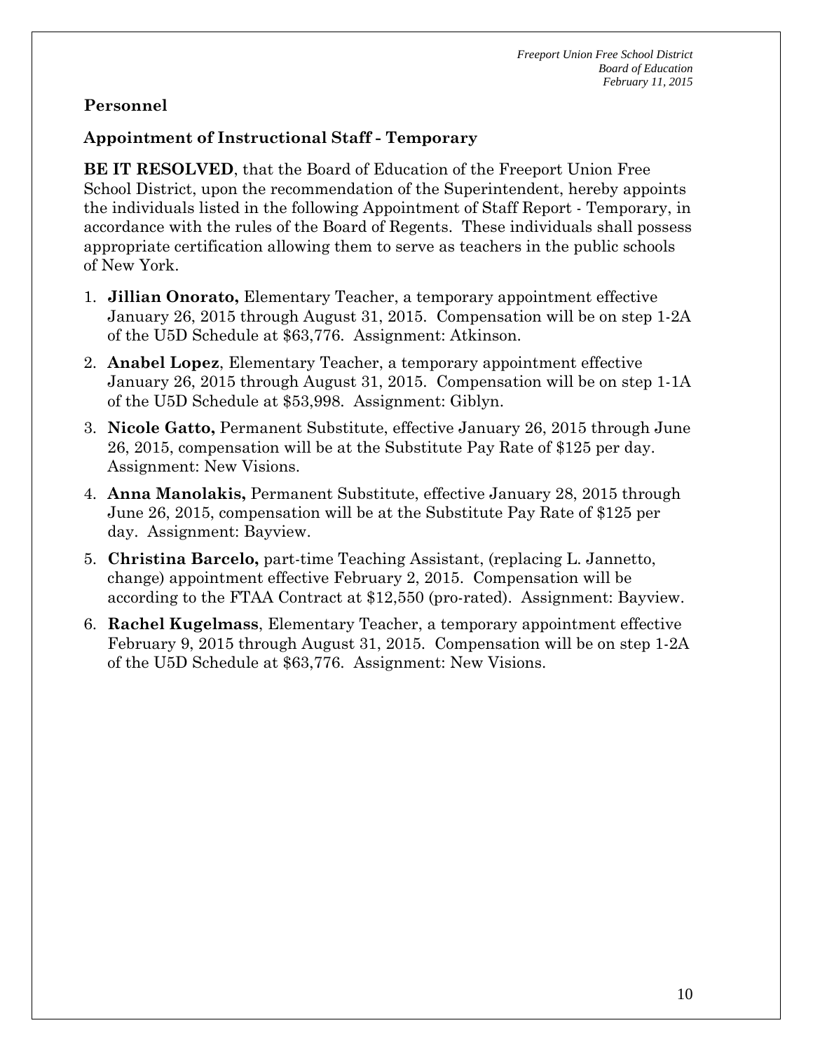## Personnel

### Appointment of Instructional Staff - Temporary

**BE IT RESOLVED**, that the Board of Education of the Freeport Union Free School District, upon the recommendation of the Superintendent, hereby appoints the individuals listed in the following Appointment of Staff Report - Temporary, in accordance with the rules of the Board of Regents. These individuals shall possess appropriate certification allowing them to serve as teachers in the public schools of New York.

1. **Jillian Onorato,** Elementary Teacher, a temporary appointment effective January 26, 2015 through August 31, 2015. Compensation will be on step 1-2A of the U5D Schedule at $63,776. Assignment: Atkinson.
2. **Anabel Lopez**, Elementary Teacher, a temporary appointment effective January 26, 2015 through August 31, 2015. Compensation will be on step 1-1A of the U5D Schedule at $53,998. Assignment: Giblyn.
3. **Nicole Gatto,** Permanent Substitute, effective January 26, 2015 through June 26, 2015, compensation will be at the Substitute Pay Rate of $125 per day. Assignment: New Visions.
4. **Anna Manolakis,** Permanent Substitute, effective January 28, 2015 through June 26, 2015, compensation will be at the Substitute Pay Rate of $125 per day. Assignment: Bayview.
5. **Christina Barcelo,** part-time Teaching Assistant, (replacing L. Jannetto, change) appointment effective February 2, 2015. Compensation will be according to the FTAA Contract at $12,550 (pro-rated). Assignment: Bayview.
6. **Rachel Kugelmass**, Elementary Teacher, a temporary appointment effective February 9, 2015 through August 31, 2015. Compensation will be on step 1-2A of the U5D Schedule at $63,776. Assignment: New Visions.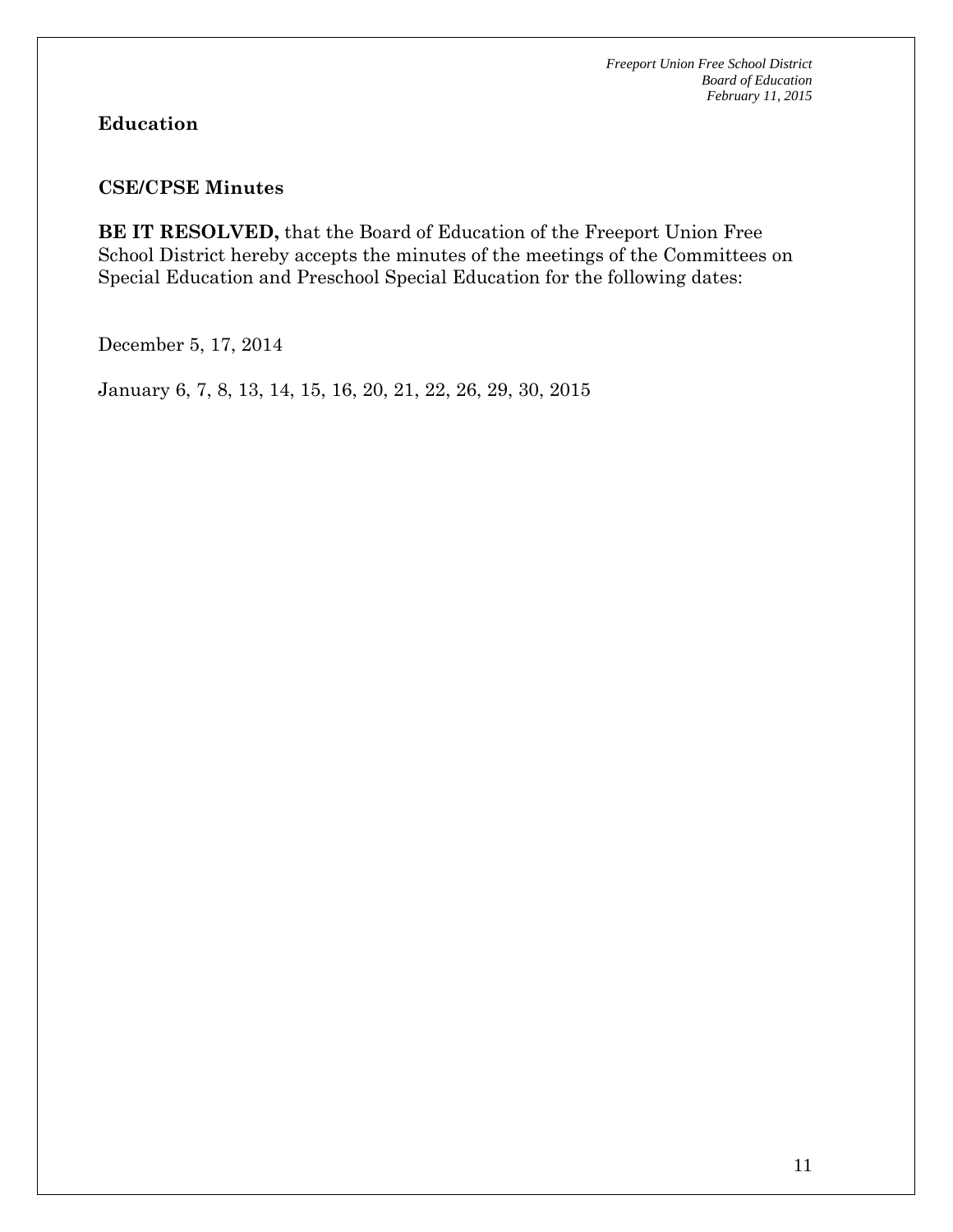**Education**

**CSE/CPSE Minutes**

**BE IT RESOLVED,** that the Board of Education of the Freeport Union Free School District hereby accepts the minutes of the meetings of the Committees on Special Education and Preschool Special Education for the following dates:

December 5, 17, 2014

January 6, 7, 8, 13, 14, 15, 16, 20, 21, 22, 26, 29, 30, 2015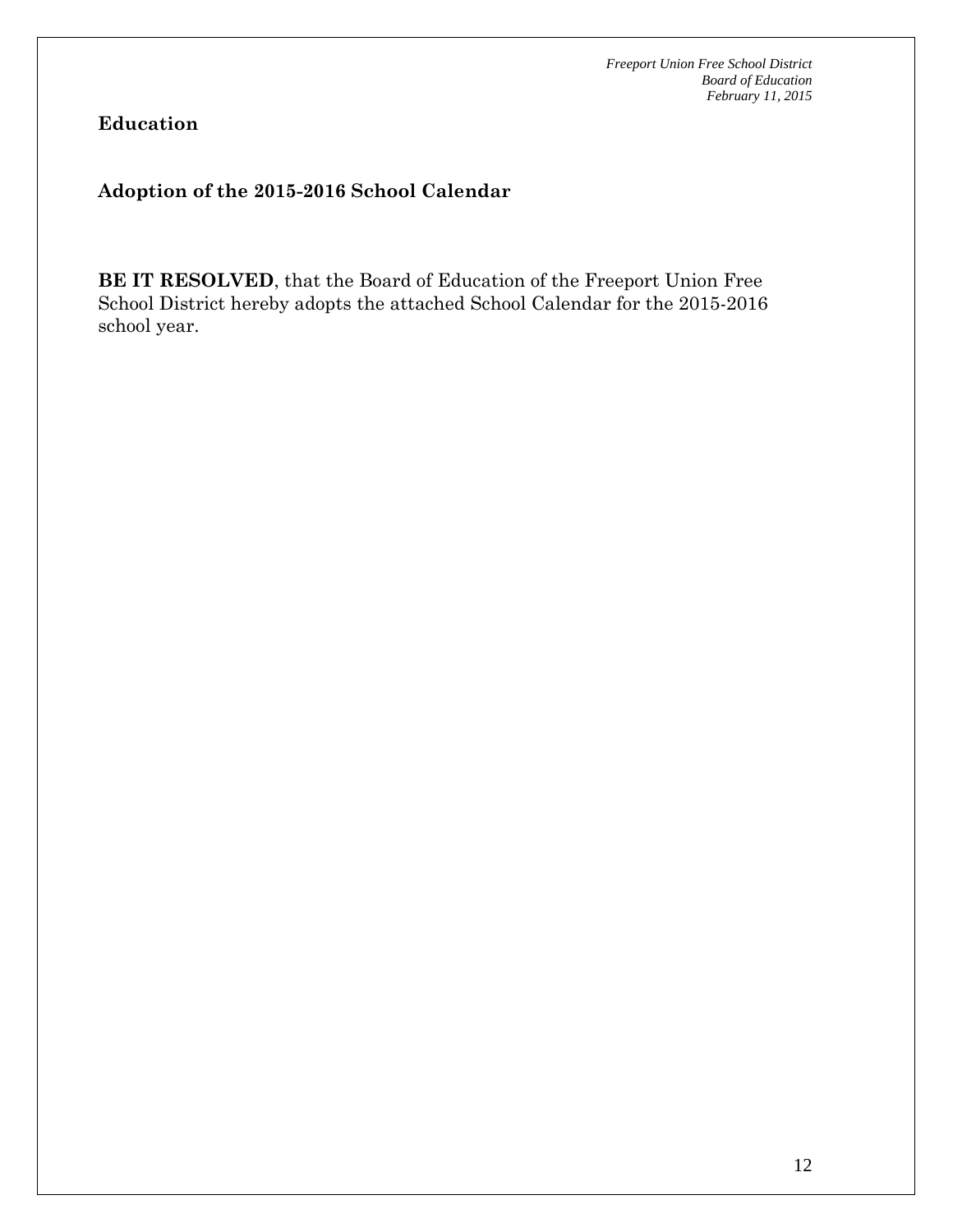## Education

### Adoption of the 2015-2016 School Calendar

**BE IT RESOLVED**, that the Board of Education of the Freeport Union Free School District hereby adopts the attached School Calendar for the 2015-2016 school year.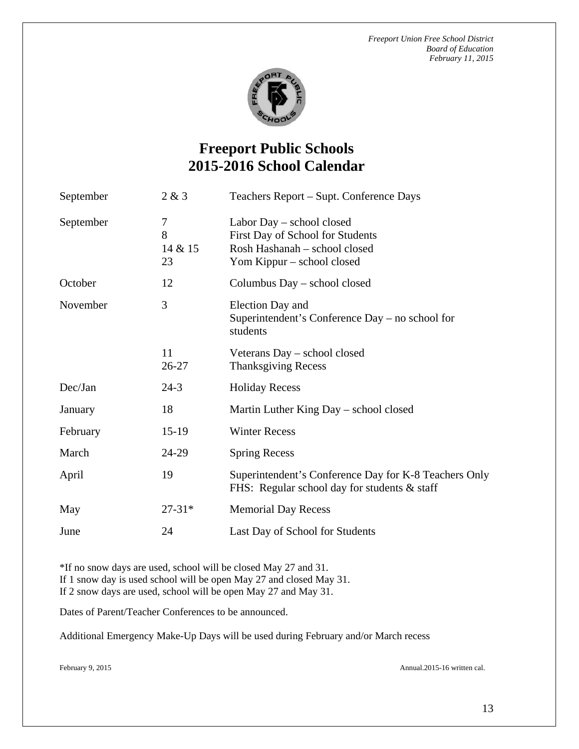*Freeport Union Free School District*
*Board of Education*
*February 11, 2015*

# Freeport Public Schools
# 2015-2016 School Calendar

| Month | Date | Event |
|---|---|---|
| September | 2 & 3 | Teachers Report – Supt. Conference Days |
| September | 7 | Labor Day – school closed |
| | 8 | First Day of School for Students |
| | 14 & 15 | Rosh Hashanah – school closed |
| | 23 | Yom Kippur – school closed |
| October | 12 | Columbus Day – school closed |
| November | 3 | Election Day and Superintendent's Conference Day – no school for students |
| | 11 | Veterans Day – school closed |
| | 26-27 | Thanksgiving Recess |
| Dec/Jan | 24-3 | Holiday Recess |
| January | 18 | Martin Luther King Day – school closed |
| February | 15-19 | Winter Recess |
| March | 24-29 | Spring Recess |
| April | 19 | Superintendent's Conference Day for K-8 Teachers Only<br>FHS: Regular school day for students & staff |
| May | 27-31* | Memorial Day Recess |
| June | 24 | Last Day of School for Students |

*If no snow days are used, school will be closed May 27 and 31.
If 1 snow day is used school will be open May 27 and closed May 31.
If 2 snow days are used, school will be open May 27 and May 31.

Dates of Parent/Teacher Conferences to be announced.

Additional Emergency Make-Up Days will be used during February and/or March recess

February 9, 2015 Annual.2015-16 written cal.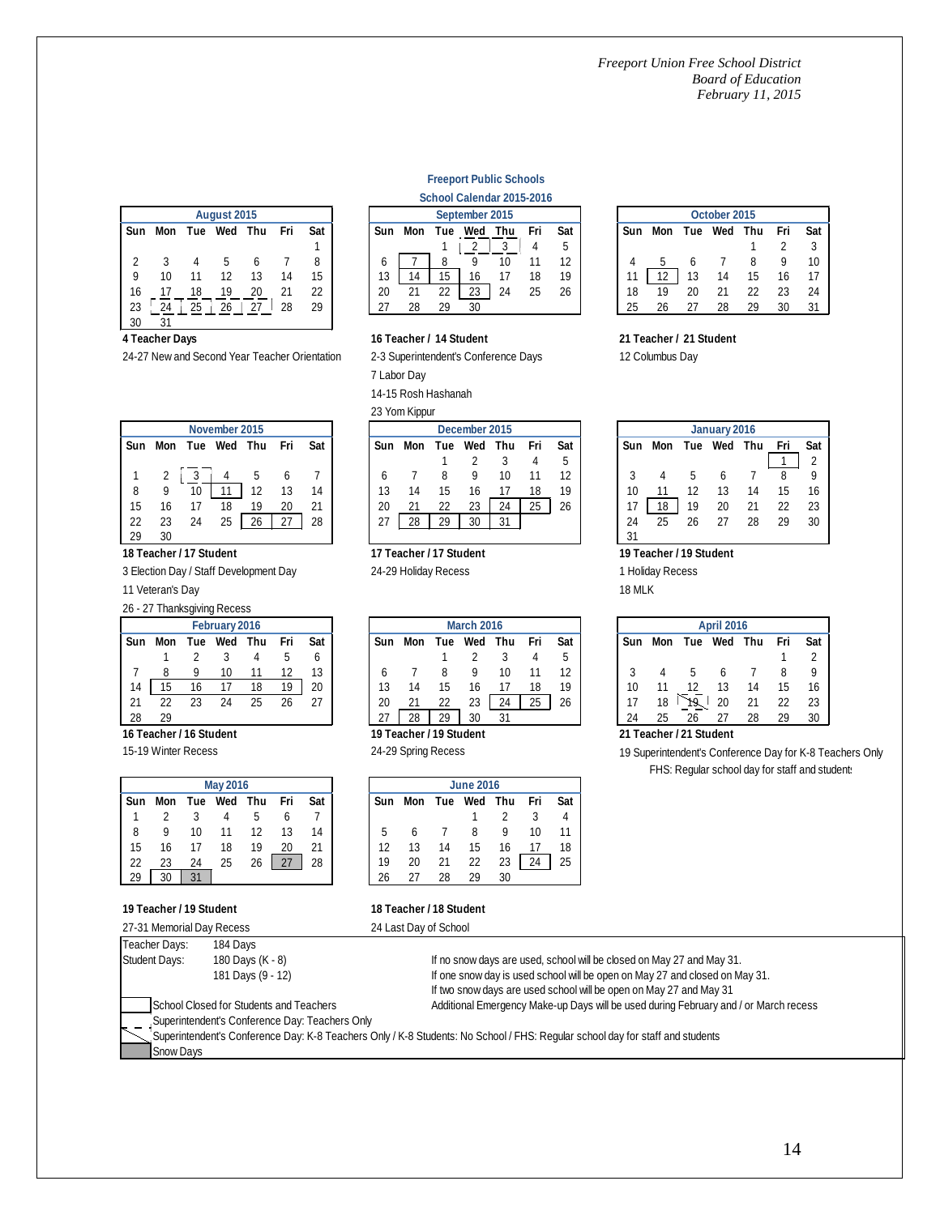*Freeport Union Free School District*
*Board of Education*
*February 11, 2015*

## Freeport Public Schools
## School Calendar 2015-2016

**August 2015**

| Sun | Mon | Tue | Wed | Thu | Fri | Sat |
|---|---|---|---|---|---|---|
| | | | | | | 1 |
| 2 | 3 | 4 | 5 | 6 | 7 | 8 |
| 9 | 10 | 11 | 12 | 13 | 14 | 15 |
| 16 | 17 | 18 | 19 | 20 | 21 | 22 |
| 23 | 24 | 25 | 26 | 27 | 28 | 29 |
| 30 | 31 | | | | | |

**4 Teacher Days**

24-27 New and Second Year Teacher Orientation

**September 2015**

| Sun | Mon | Tue | Wed | Thu | Fri | Sat |
|---|---|---|---|---|---|---|
| | | 1 | 2 | 3 | 4 | 5 |
| 6 | 7 | 8 | 9 | 10 | 11 | 12 |
| 13 | 14 | 15 | 16 | 17 | 18 | 19 |
| 20 | 21 | 22 | 23 | 24 | 25 | 26 |
| 27 | 28 | 29 | 30 | | | |

**16 Teacher / 14 Student**

2-3 Superintendent's Conference Days

7 Labor Day

14-15 Rosh Hashanah

23 Yom Kippur

**October 2015**

| Sun | Mon | Tue | Wed | Thu | Fri | Sat |
|---|---|---|---|---|---|---|
| | | | | 1 | 2 | 3 |
| 4 | 5 | 6 | 7 | 8 | 9 | 10 |
| 11 | 12 | 13 | 14 | 15 | 16 | 17 |
| 18 | 19 | 20 | 21 | 22 | 23 | 24 |
| 25 | 26 | 27 | 28 | 29 | 30 | 31 |

**21 Teacher / 21 Student**

12 Columbus Day

**November 2015**

| Sun | Mon | Tue | Wed | Thu | Fri | Sat |
|---|---|---|---|---|---|---|
| 1 | 2 | 3 | 4 | 5 | 6 | 7 |
| 8 | 9 | 10 | 11 | 12 | 13 | 14 |
| 15 | 16 | 17 | 18 | 19 | 20 | 21 |
| 22 | 23 | 24 | 25 | 26 | 27 | 28 |
| 29 | 30 | | | | | |

**18 Teacher / 17 Student**

3 Election Day / Staff Development Day

11 Veteran's Day

26 - 27 Thanksgiving Recess

**December 2015**

| Sun | Mon | Tue | Wed | Thu | Fri | Sat |
|---|---|---|---|---|---|---|
| | | 1 | 2 | 3 | 4 | 5 |
| 6 | 7 | 8 | 9 | 10 | 11 | 12 |
| 13 | 14 | 15 | 16 | 17 | 18 | 19 |
| 20 | 21 | 22 | 23 | 24 | 25 | 26 |
| 27 | 28 | 29 | 30 | 31 | | |

**17 Teacher / 17 Student**

24-29 Holiday Recess

**January 2016**

| Sun | Mon | Tue | Wed | Thu | Fri | Sat |
|---|---|---|---|---|---|---|
| | | | | | 1 | 2 |
| 3 | 4 | 5 | 6 | 7 | 8 | 9 |
| 10 | 11 | 12 | 13 | 14 | 15 | 16 |
| 17 | 18 | 19 | 20 | 21 | 22 | 23 |
| 24 | 25 | 26 | 27 | 28 | 29 | 30 |
| 31 | | | | | | |

**19 Teacher / 19 Student**

1 Holiday Recess

18 MLK

**February 2016**

| Sun | Mon | Tue | Wed | Thu | Fri | Sat |
|---|---|---|---|---|---|---|
| | 1 | 2 | 3 | 4 | 5 | 6 |
| 7 | 8 | 9 | 10 | 11 | 12 | 13 |
| 14 | 15 | 16 | 17 | 18 | 19 | 20 |
| 21 | 22 | 23 | 24 | 25 | 26 | 27 |
| 28 | 29 | | | | | |

**16 Teacher / 16 Student**

15-19 Winter Recess

**March 2016**

| Sun | Mon | Tue | Wed | Thu | Fri | Sat |
|---|---|---|---|---|---|---|
| | | 1 | 2 | 3 | 4 | 5 |
| 6 | 7 | 8 | 9 | 10 | 11 | 12 |
| 13 | 14 | 15 | 16 | 17 | 18 | 19 |
| 20 | 21 | 22 | 23 | 24 | 25 | 26 |
| 27 | 28 | 29 | 30 | 31 | | |

**19 Teacher / 19 Student**

24-29 Spring Recess

**April 2016**

| Sun | Mon | Tue | Wed | Thu | Fri | Sat |
|---|---|---|---|---|---|---|
| | | | | | 1 | 2 |
| 3 | 4 | 5 | 6 | 7 | 8 | 9 |
| 10 | 11 | 12 | 13 | 14 | 15 | 16 |
| 17 | 18 | 19 | 20 | 21 | 22 | 23 |
| 24 | 25 | 26 | 27 | 28 | 29 | 30 |

**21 Teacher / 21 Student**

19 Superintendent's Conference Day for K-8 Teachers Only
FHS: Regular school day for staff and students

**May 2016**

| Sun | Mon | Tue | Wed | Thu | Fri | Sat |
|---|---|---|---|---|---|---|
| 1 | 2 | 3 | 4 | 5 | 6 | 7 |
| 8 | 9 | 10 | 11 | 12 | 13 | 14 |
| 15 | 16 | 17 | 18 | 19 | 20 | 21 |
| 22 | 23 | 24 | 25 | 26 | 27 | 28 |
| 29 | 30 | 31 | | | | |

**19 Teacher / 19 Student**

27-31 Memorial Day Recess

**June 2016**

| Sun | Mon | Tue | Wed | Thu | Fri | Sat |
|---|---|---|---|---|---|---|
| | | | 1 | 2 | 3 | 4 |
| 5 | 6 | 7 | 8 | 9 | 10 | 11 |
| 12 | 13 | 14 | 15 | 16 | 17 | 18 |
| 19 | 20 | 21 | 22 | 23 | 24 | 25 |
| 26 | 27 | 28 | 29 | 30 | | |

**18 Teacher / 18 Student**

24 Last Day of School

Teacher Days: 184 Days
Student Days: 180 Days (K - 8)
181 Days (9 - 12)

If no snow days are used, school will be closed on May 27 and May 31.
If one snow day is used school will be open on May 27 and closed on May 31.
If two snow days are used school will be open on May 27 and May 31
Additional Emergency Make-up Days will be used during February and / or March recess

**Legend:**
- (Solid box) School Closed for Students and Teachers
- (Dashed box) Superintendent's Conference Day: Teachers Only
- (Slashed box) Superintendent's Conference Day: K-8 Teachers Only / K-8 Students: No School / FHS: Regular school day for staff and students
- (Shaded box) Snow Days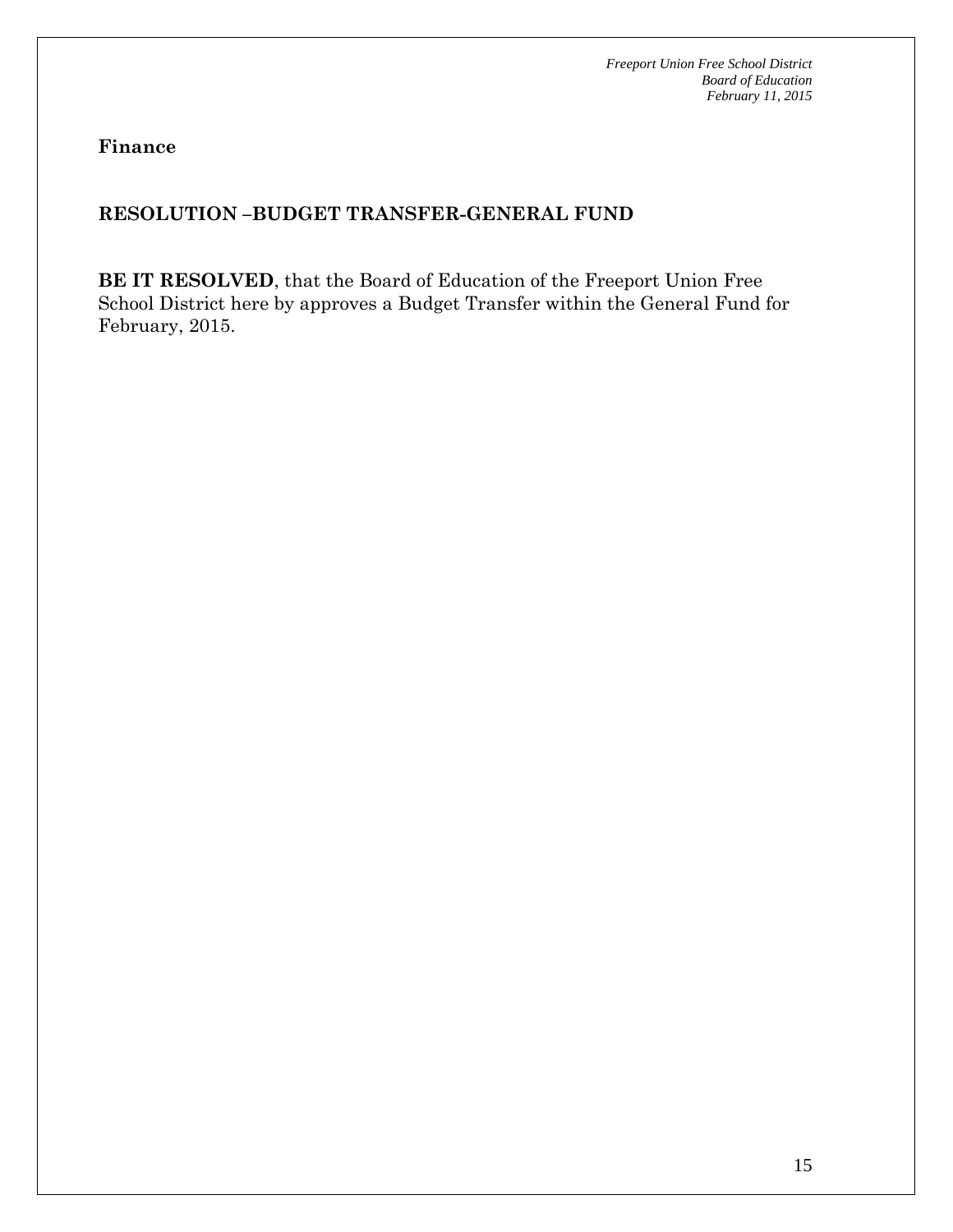**Finance**

## RESOLUTION –BUDGET TRANSFER-GENERAL FUND

**BE IT RESOLVED**, that the Board of Education of the Freeport Union Free School District here by approves a Budget Transfer within the General Fund for February, 2015.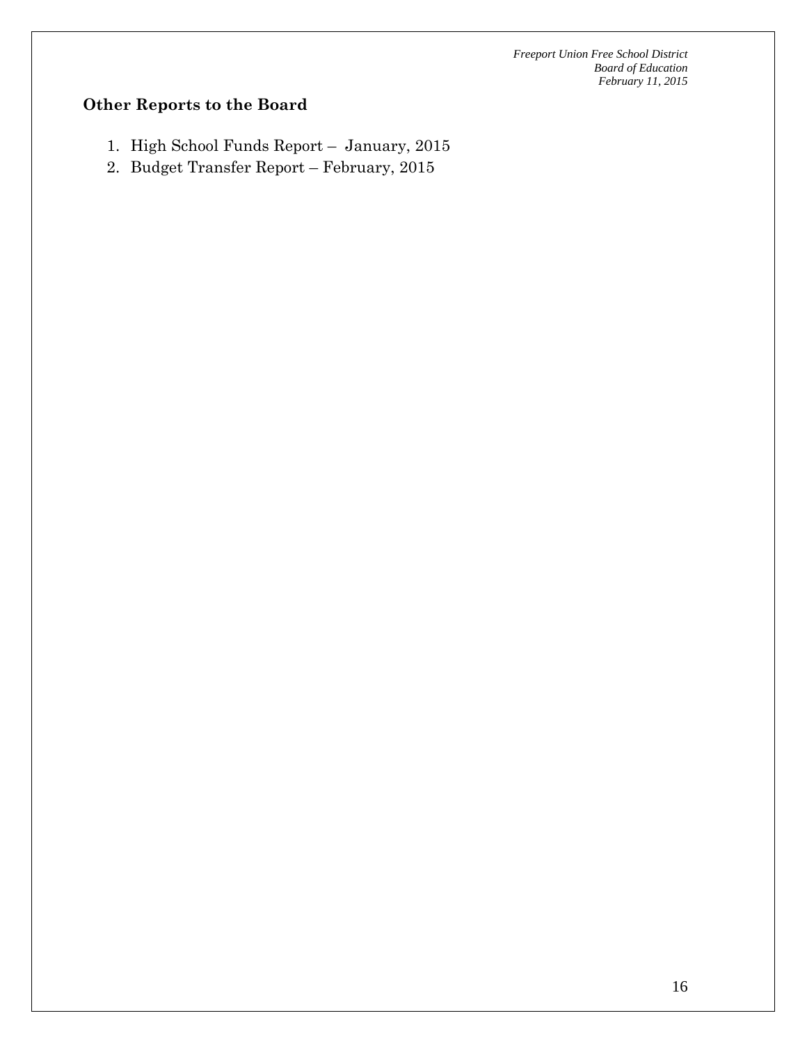## Other Reports to the Board

1. High School Funds Report – January, 2015
2. Budget Transfer Report – February, 2015